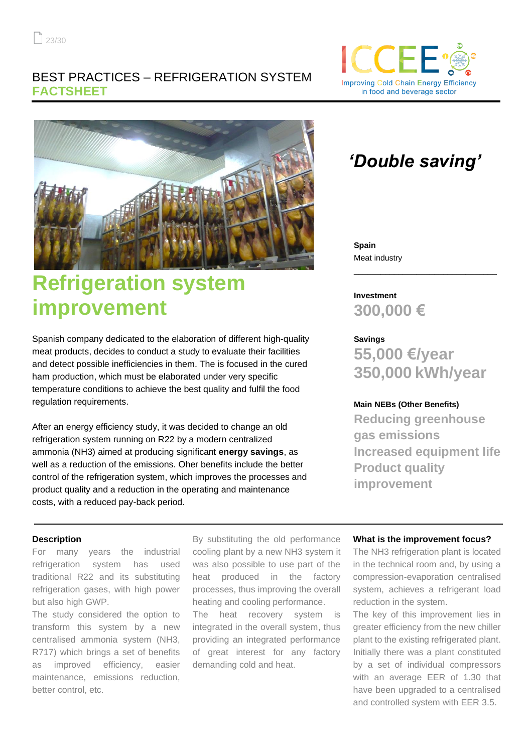BEST PRACTICES – REFRIGERATION SYSTEM
**FACTSHEET**

Improving Cold Chain Energy Efficiency in food and beverage sector

# Refrigeration system improvement

Spanish company dedicated to the elaboration of different high-quality meat products, decides to conduct a study to evaluate their facilities and detect possible inefficiencies in them. The is focused in the cured ham production, which must be elaborated under very specific temperature conditions to achieve the best quality and fulfil the food regulation requirements.

After an energy efficiency study, it was decided to change an old refrigeration system running on R22 by a modern centralized ammonia (NH3) aimed at producing significant **energy savings**, as well as a reduction of the emissions. Oher benefits include the better control of the refrigeration system, which improves the processes and product quality and a reduction in the operating and maintenance costs, with a reduced pay-back period.

## *'Double saving'*

**Spain**
Meat industry

**Investment**
**300,000 €**

**Savings**
**55,000 €/year**
**350,000 kWh/year**

**Main NEBs (Other Benefits)**
**Reducing greenhouse gas emissions**
**Increased equipment life**
**Product quality improvement**

### Description

For many years the industrial refrigeration system has used traditional R22 and its substituting refrigeration gases, with high power but also high GWP.

The study considered the option to transform this system by a new centralised ammonia system (NH3, R717) which brings a set of benefits as improved efficiency, easier maintenance, emissions reduction, better control, etc.

By substituting the old performance cooling plant by a new NH3 system it was also possible to use part of the heat produced in the factory processes, thus improving the overall heating and cooling performance.

The heat recovery system is integrated in the overall system, thus providing an integrated performance of great interest for any factory demanding cold and heat.

### What is the improvement focus?

The NH3 refrigeration plant is located in the technical room and, by using a compression-evaporation centralised system, achieves a refrigerant load reduction in the system.

The key of this improvement lies in greater efficiency from the new chiller plant to the existing refrigerated plant. Initially there was a plant constituted by a set of individual compressors with an average EER of 1.30 that have been upgraded to a centralised and controlled system with EER 3.5.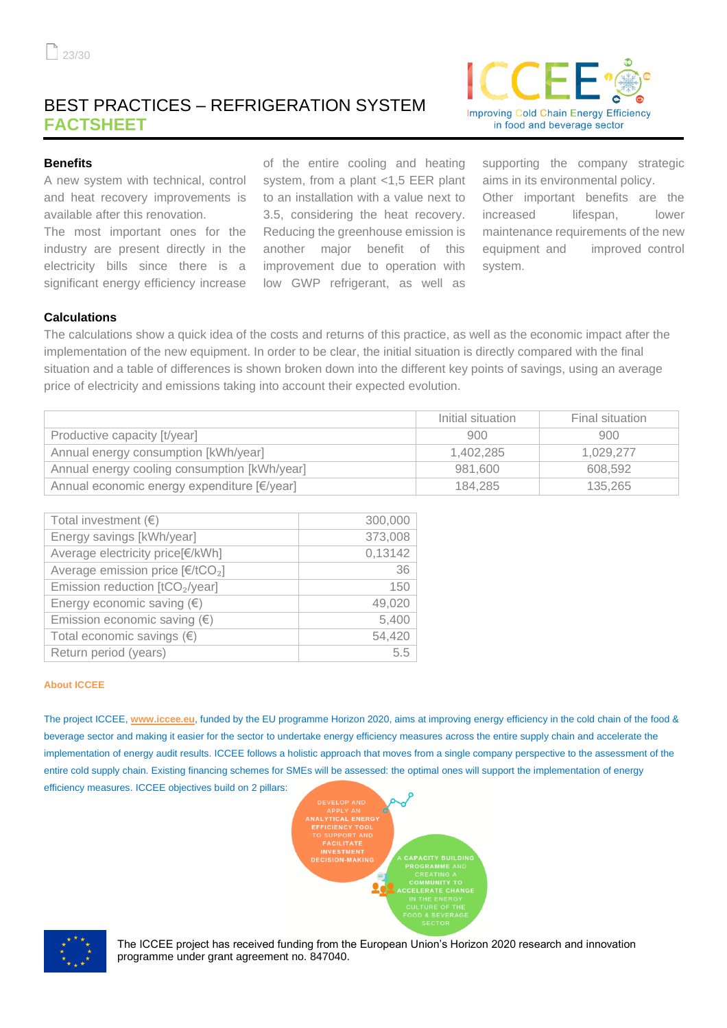# BEST PRACTICES – REFRIGERATION SYSTEM

## FACTSHEET

### Benefits

A new system with technical, control and heat recovery improvements is available after this renovation.

The most important ones for the industry are present directly in the electricity bills since there is a significant energy efficiency increase of the entire cooling and heating system, from a plant <1,5 EER plant to an installation with a value next to 3.5, considering the heat recovery. Reducing the greenhouse emission is another major benefit of this improvement due to operation with low GWP refrigerant, as well as supporting the company strategic aims in its environmental policy.

Other important benefits are the increased lifespan, lower maintenance requirements of the new equipment and improved control system.

### Calculations

The calculations show a quick idea of the costs and returns of this practice, as well as the economic impact after the implementation of the new equipment. In order to be clear, the initial situation is directly compared with the final situation and a table of differences is shown broken down into the different key points of savings, using an average price of electricity and emissions taking into account their expected evolution.

| | Initial situation | Final situation |
|---|---|---|
| Productive capacity [t/year] | 900 | 900 |
| Annual energy consumption [kWh/year] | 1,402,285 | 1,029,277 |
| Annual energy cooling consumption [kWh/year] | 981,600 | 608,592 |
| Annual economic energy expenditure [€/year] | 184,285 | 135,265 |

| | |
|---|---|
| Total investment (€) | 300,000 |
| Energy savings [kWh/year] | 373,008 |
| Average electricity price[€/kWh] | 0,13142 |
| Average emission price [€/t$CO_2$] | 36 |
| Emission reduction [t$CO_2$/year] | 150 |
| Energy economic saving (€) | 49,020 |
| Emission economic saving (€) | 5,400 |
| Total economic savings (€) | 54,420 |
| Return period (years) | 5.5 |

#### About ICCEE

The project ICCEE, **www.iccee.eu**, funded by the EU programme Horizon 2020, aims at improving energy efficiency in the cold chain of the food & beverage sector and making it easier for the sector to undertake energy efficiency measures across the entire supply chain and accelerate the implementation of energy audit results. ICCEE follows a holistic approach that moves from a single company perspective to the assessment of the entire cold supply chain. Existing financing schemes for SMEs will be assessed: the optimal ones will support the implementation of energy efficiency measures. ICCEE objectives build on 2 pillars:

DEVELOP AND APPLY AN ANALYTICAL ENERGY EFFICIENCY TOOL TO SUPPORT AND FACILITATE INVESTMENT DECISION-MAKING

A CAPACITY BUILDING PROGRAMME AND CREATING A COMMUNITY TO ACCELERATE CHANGE IN THE ENERGY CULTURE OF THE FOOD & BEVERAGE SECTOR

The ICCEE project has received funding from the European Union's Horizon 2020 research and innovation programme under grant agreement no. 847040.